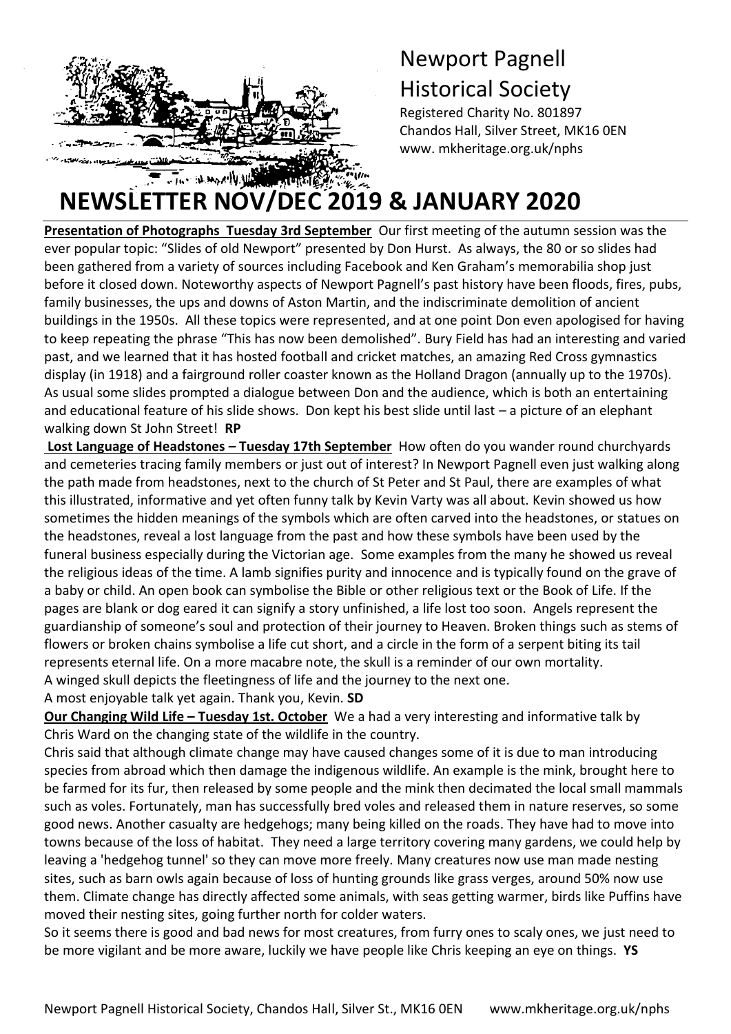# Newport Pagnell Historical Society

Registered Charity No. 801897
Chandos Hall, Silver Street, MK16 0EN
www. mkheritage.org.uk/nphs

# NEWSLETTER NOV/DEC 2019 & JANUARY 2020

**Presentation of Photographs Tuesday 3rd September** Our first meeting of the autumn session was the ever popular topic: "Slides of old Newport" presented by Don Hurst. As always, the 80 or so slides had been gathered from a variety of sources including Facebook and Ken Graham's memorabilia shop just before it closed down. Noteworthy aspects of Newport Pagnell's past history have been floods, fires, pubs, family businesses, the ups and downs of Aston Martin, and the indiscriminate demolition of ancient buildings in the 1950s. All these topics were represented, and at one point Don even apologised for having to keep repeating the phrase "This has now been demolished". Bury Field has had an interesting and varied past, and we learned that it has hosted football and cricket matches, an amazing Red Cross gymnastics display (in 1918) and a fairground roller coaster known as the Holland Dragon (annually up to the 1970s). As usual some slides prompted a dialogue between Don and the audience, which is both an entertaining and educational feature of his slide shows. Don kept his best slide until last – a picture of an elephant walking down St John Street! **RP**

**Lost Language of Headstones – Tuesday 17th September** How often do you wander round churchyards and cemeteries tracing family members or just out of interest? In Newport Pagnell even just walking along the path made from headstones, next to the church of St Peter and St Paul, there are examples of what this illustrated, informative and yet often funny talk by Kevin Varty was all about. Kevin showed us how sometimes the hidden meanings of the symbols which are often carved into the headstones, or statues on the headstones, reveal a lost language from the past and how these symbols have been used by the funeral business especially during the Victorian age. Some examples from the many he showed us reveal the religious ideas of the time. A lamb signifies purity and innocence and is typically found on the grave of a baby or child. An open book can symbolise the Bible or other religious text or the Book of Life. If the pages are blank or dog eared it can signify a story unfinished, a life lost too soon. Angels represent the guardianship of someone's soul and protection of their journey to Heaven. Broken things such as stems of flowers or broken chains symbolise a life cut short, and a circle in the form of a serpent biting its tail represents eternal life. On a more macabre note, the skull is a reminder of our own mortality.
A winged skull depicts the fleetingness of life and the journey to the next one.
A most enjoyable talk yet again. Thank you, Kevin. **SD**

**Our Changing Wild Life – Tuesday 1st. October** We a had a very interesting and informative talk by Chris Ward on the changing state of the wildlife in the country.

Chris said that although climate change may have caused changes some of it is due to man introducing species from abroad which then damage the indigenous wildlife. An example is the mink, brought here to be farmed for its fur, then released by some people and the mink then decimated the local small mammals such as voles. Fortunately, man has successfully bred voles and released them in nature reserves, so some good news. Another casualty are hedgehogs; many being killed on the roads. They have had to move into towns because of the loss of habitat. They need a large territory covering many gardens, we could help by leaving a 'hedgehog tunnel' so they can move more freely. Many creatures now use man made nesting sites, such as barn owls again because of loss of hunting grounds like grass verges, around 50% now use them. Climate change has directly affected some animals, with seas getting warmer, birds like Puffins have moved their nesting sites, going further north for colder waters.

So it seems there is good and bad news for most creatures, from furry ones to scaly ones, we just need to be more vigilant and be more aware, luckily we have people like Chris keeping an eye on things. **YS**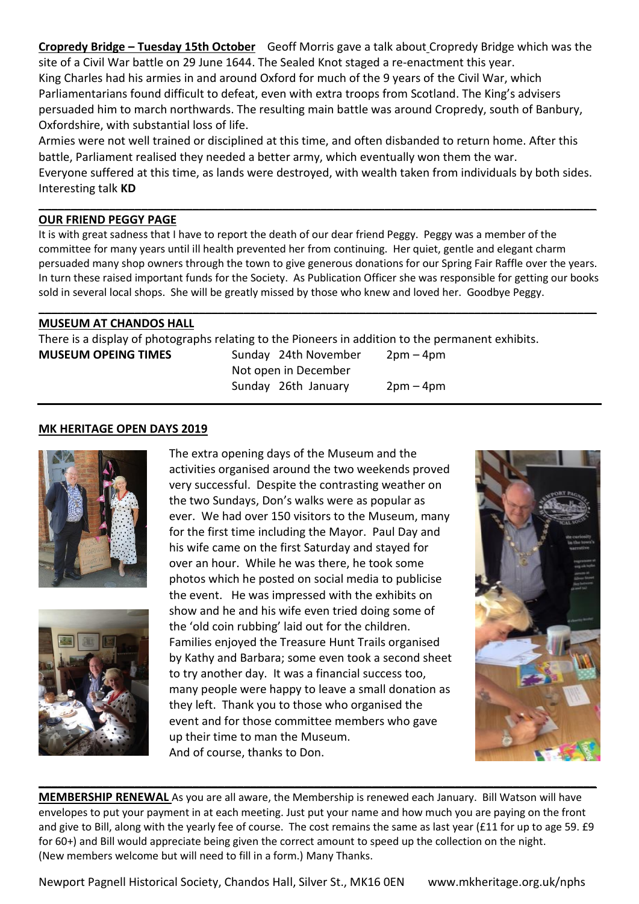**Cropredy Bridge – Tuesday 15th October** Geoff Morris gave a talk about Cropredy Bridge which was the site of a Civil War battle on 29 June 1644. The Sealed Knot staged a re-enactment this year.

King Charles had his armies in and around Oxford for much of the 9 years of the Civil War, which Parliamentarians found difficult to defeat, even with extra troops from Scotland. The King's advisers persuaded him to march northwards. The resulting main battle was around Cropredy, south of Banbury, Oxfordshire, with substantial loss of life.

Armies were not well trained or disciplined at this time, and often disbanded to return home. After this battle, Parliament realised they needed a better army, which eventually won them the war.

Everyone suffered at this time, as lands were destroyed, with wealth taken from individuals by both sides.

Interesting talk **KD**

---

## OUR FRIEND PEGGY PAGE

It is with great sadness that I have to report the death of our dear friend Peggy. Peggy was a member of the committee for many years until ill health prevented her from continuing. Her quiet, gentle and elegant charm persuaded many shop owners through the town to give generous donations for our Spring Fair Raffle over the years. In turn these raised important funds for the Society. As Publication Officer she was responsible for getting our books sold in several local shops. She will be greatly missed by those who knew and loved her. Goodbye Peggy.

---

## MUSEUM AT CHANDOS HALL

There is a display of photographs relating to the Pioneers in addition to the permanent exhibits.

| **MUSEUM OPEING TIMES** | Sunday 24th November | 2pm – 4pm |
|---|---|---|
| | Not open in December | |
| | Sunday 26th January | 2pm – 4pm |

---

## MK HERITAGE OPEN DAYS 2019

The extra opening days of the Museum and the activities organised around the two weekends proved very successful. Despite the contrasting weather on the two Sundays, Don's walks were as popular as ever. We had over 150 visitors to the Museum, many for the first time including the Mayor. Paul Day and his wife came on the first Saturday and stayed for over an hour. While he was there, he took some photos which he posted on social media to publicise the event. He was impressed with the exhibits on show and he and his wife even tried doing some of the 'old coin rubbing' laid out for the children. Families enjoyed the Treasure Hunt Trails organised by Kathy and Barbara; some even took a second sheet to try another day. It was a financial success too, many people were happy to leave a small donation as they left. Thank you to those who organised the event and for those committee members who gave up their time to man the Museum.

And of course, thanks to Don.

---

**MEMBERSHIP RENEWAL** As you are all aware, the Membership is renewed each January. Bill Watson will have envelopes to put your payment in at each meeting. Just put your name and how much you are paying on the front and give to Bill, along with the yearly fee of course. The cost remains the same as last year (£11 for up to age 59. £9 for 60+) and Bill would appreciate being given the correct amount to speed up the collection on the night. (New members welcome but will need to fill in a form.) Many Thanks.

Newport Pagnell Historical Society, Chandos Hall, Silver St., MK16 0EN www.mkheritage.org.uk/nphs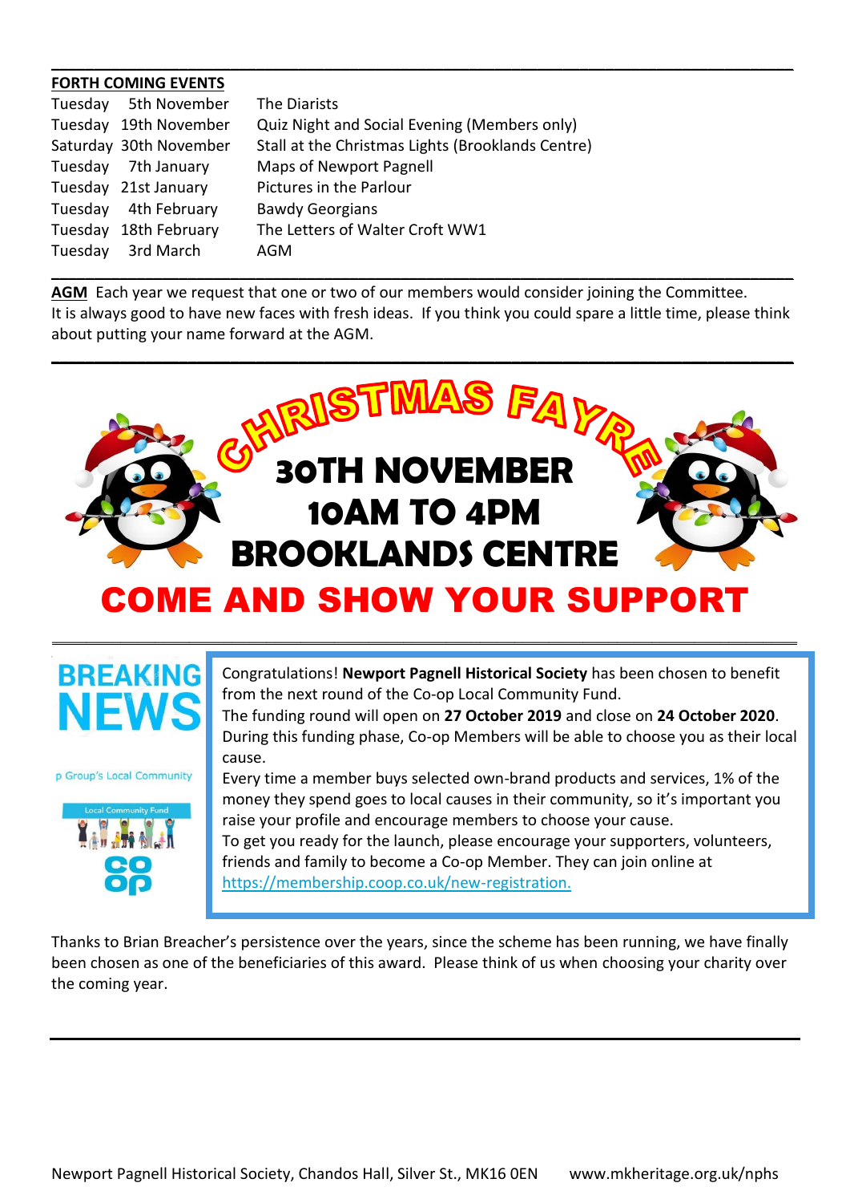**FORTH COMING EVENTS**

| | | |
|---|---|---|
| Tuesday | 5th November | The Diarists |
| Tuesday | 19th November | Quiz Night and Social Evening (Members only) |
| Saturday | 30th November | Stall at the Christmas Lights (Brooklands Centre) |
| Tuesday | 7th January | Maps of Newport Pagnell |
| Tuesday | 21st January | Pictures in the Parlour |
| Tuesday | 4th February | Bawdy Georgians |
| Tuesday | 18th February | The Letters of Walter Croft WW1 |
| Tuesday | 3rd March | AGM |

**AGM** Each year we request that one or two of our members would consider joining the Committee. It is always good to have new faces with fresh ideas. If you think you could spare a little time, please think about putting your name forward at the AGM.

# CHRISTMAS FAYRE

## 30TH NOVEMBER
## 10AM TO 4PM
## BROOKLANDS CENTRE

## COME AND SHOW YOUR SUPPORT

**BREAKING NEWS**

p Group's Local Community

Local Community Fund

co op

Congratulations! **Newport Pagnell Historical Society** has been chosen to benefit from the next round of the Co-op Local Community Fund.
The funding round will open on **27 October 2019** and close on **24 October 2020**.
During this funding phase, Co-op Members will be able to choose you as their local cause.
Every time a member buys selected own-brand products and services, 1% of the money they spend goes to local causes in their community, so it's important you raise your profile and encourage members to choose your cause.
To get you ready for the launch, please encourage your supporters, volunteers, friends and family to become a Co-op Member. They can join online at https://membership.coop.co.uk/new-registration.

Thanks to Brian Breacher's persistence over the years, since the scheme has been running, we have finally been chosen as one of the beneficiaries of this award. Please think of us when choosing your charity over the coming year.